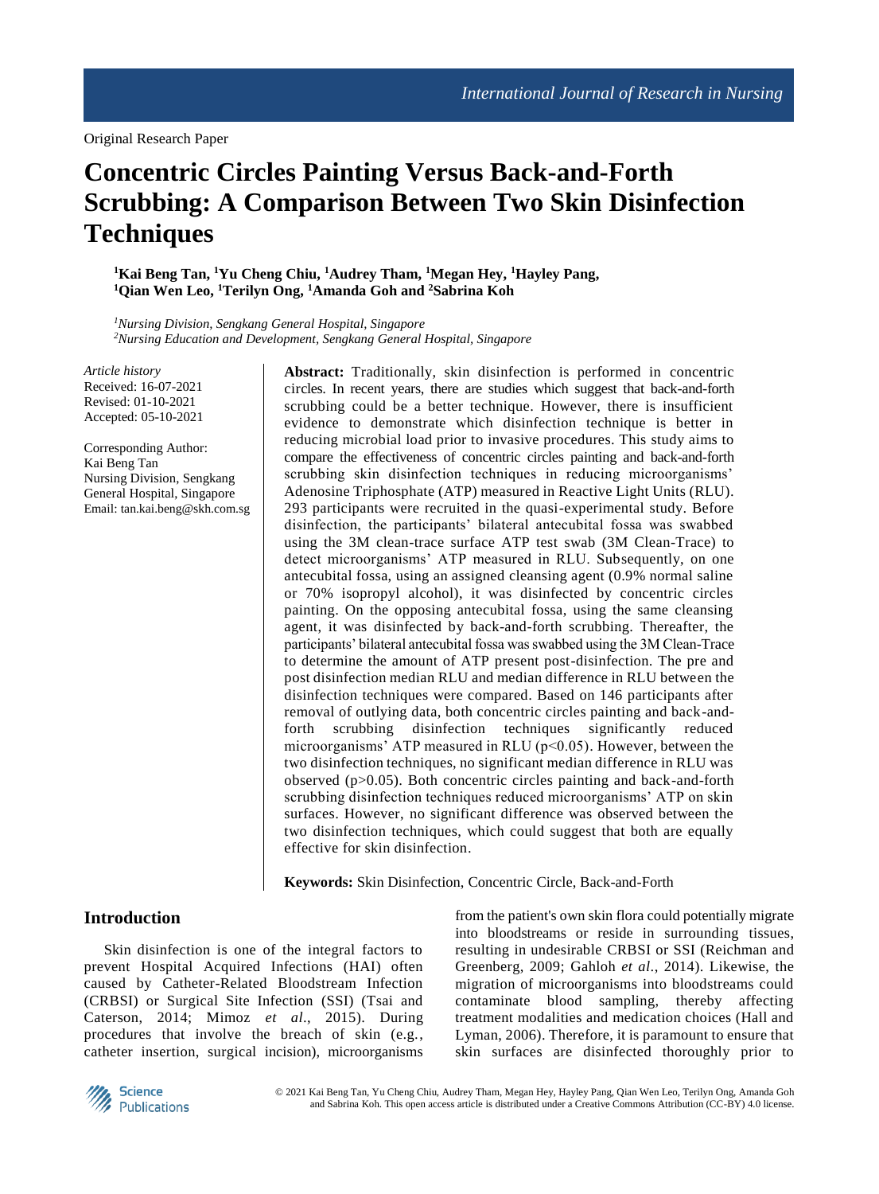Original Research Paper

# Concentric Circles Painting Versus Back-and-Forth Scrubbing: A Comparison Between Two Skin Disinfection Techniques

**[1]Kai Beng Tan, [1]Yu Cheng Chiu, [1]Audrey Tham, [1]Megan Hey, [1]Hayley Pang, [1]Qian Wen Leo, [1]Terilyn Ong, [1]Amanda Goh and [2]Sabrina Koh**

*[1]Nursing Division, Sengkang General Hospital, Singapore*
*[2]Nursing Education and Development, Sengkang General Hospital, Singapore*

*Article history*
Received: 16-07-2021
Revised: 01-10-2021
Accepted: 05-10-2021

Corresponding Author:
Kai Beng Tan
Nursing Division, Sengkang General Hospital, Singapore
Email: tan.kai.beng@skh.com.sg

**Abstract:** Traditionally, skin disinfection is performed in concentric circles. In recent years, there are studies which suggest that back-and-forth scrubbing could be a better technique. However, there is insufficient evidence to demonstrate which disinfection technique is better in reducing microbial load prior to invasive procedures. This study aims to compare the effectiveness of concentric circles painting and back-and-forth scrubbing skin disinfection techniques in reducing microorganisms' Adenosine Triphosphate (ATP) measured in Reactive Light Units (RLU). 293 participants were recruited in the quasi-experimental study. Before disinfection, the participants' bilateral antecubital fossa was swabbed using the 3M clean-trace surface ATP test swab (3M Clean-Trace) to detect microorganisms' ATP measured in RLU. Subsequently, on one antecubital fossa, using an assigned cleansing agent (0.9% normal saline or 70% isopropyl alcohol), it was disinfected by concentric circles painting. On the opposing antecubital fossa, using the same cleansing agent, it was disinfected by back-and-forth scrubbing. Thereafter, the participants' bilateral antecubital fossa was swabbed using the 3M Clean-Trace to determine the amount of ATP present post-disinfection. The pre and post disinfection median RLU and median difference in RLU between the disinfection techniques were compared. Based on 146 participants after removal of outlying data, both concentric circles painting and back-and-forth scrubbing disinfection techniques significantly reduced microorganisms' ATP measured in RLU ($p<0.05$). However, between the two disinfection techniques, no significant median difference in RLU was observed ($p>0.05$). Both concentric circles painting and back-and-forth scrubbing disinfection techniques reduced microorganisms' ATP on skin surfaces. However, no significant difference was observed between the two disinfection techniques, which could suggest that both are equally effective for skin disinfection.

**Keywords:** Skin Disinfection, Concentric Circle, Back-and-Forth

## Introduction

Skin disinfection is one of the integral factors to prevent Hospital Acquired Infections (HAI) often caused by Catheter-Related Bloodstream Infection (CRBSI) or Surgical Site Infection (SSI) (Tsai and Caterson, 2014; Mimoz *et al*., 2015). During procedures that involve the breach of skin (e.g., catheter insertion, surgical incision), microorganisms from the patient's own skin flora could potentially migrate into bloodstreams or reside in surrounding tissues, resulting in undesirable CRBSI or SSI (Reichman and Greenberg, 2009; Gahloh *et al*., 2014). Likewise, the migration of microorganisms into bloodstreams could contaminate blood sampling, thereby affecting treatment modalities and medication choices (Hall and Lyman, 2006). Therefore, it is paramount to ensure that skin surfaces are disinfected thoroughly prior to

© 2021 Kai Beng Tan, Yu Cheng Chiu, Audrey Tham, Megan Hey, Hayley Pang, Qian Wen Leo, Terilyn Ong, Amanda Goh and Sabrina Koh. This open access article is distributed under a Creative Commons Attribution (CC-BY) 4.0 license.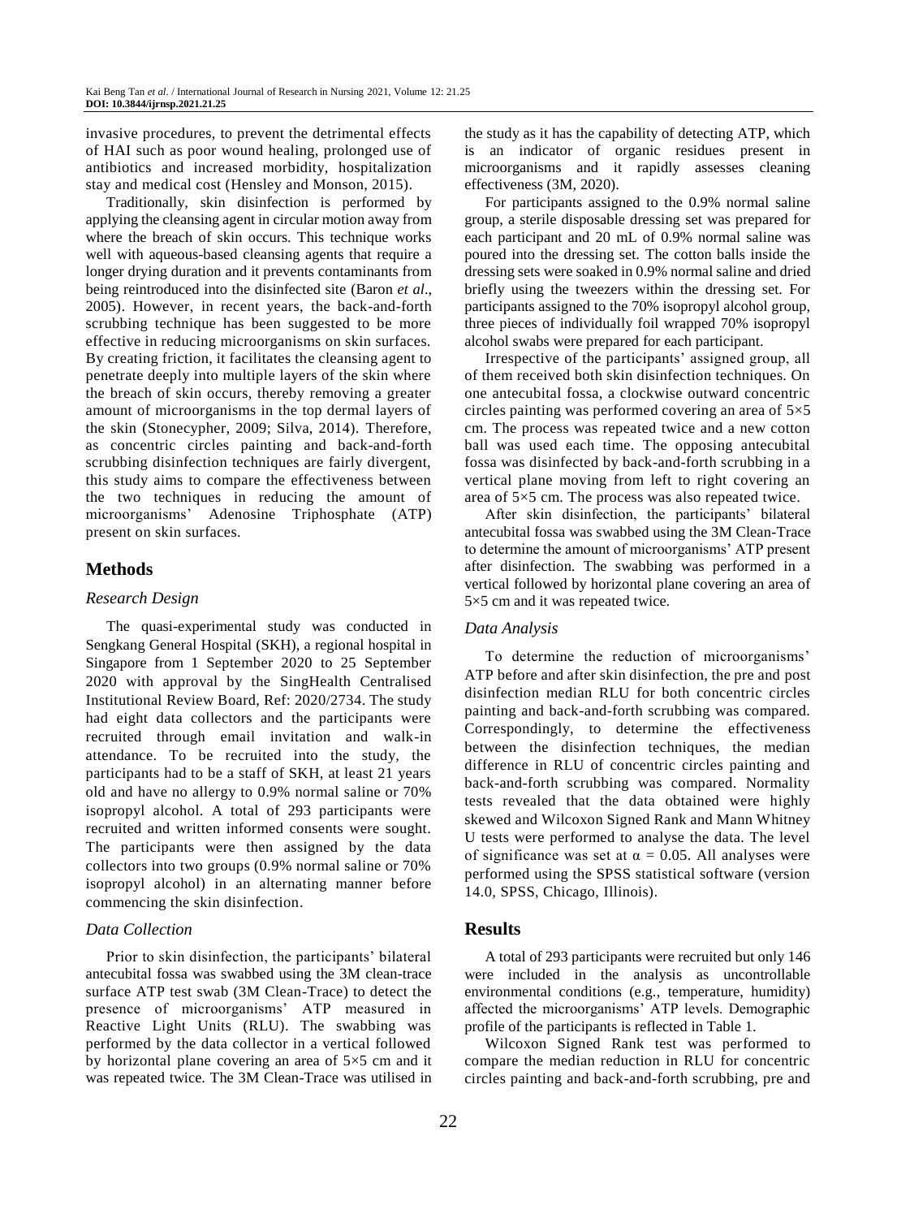invasive procedures, to prevent the detrimental effects of HAI such as poor wound healing, prolonged use of antibiotics and increased morbidity, hospitalization stay and medical cost (Hensley and Monson, 2015).

Traditionally, skin disinfection is performed by applying the cleansing agent in circular motion away from where the breach of skin occurs. This technique works well with aqueous-based cleansing agents that require a longer drying duration and it prevents contaminants from being reintroduced into the disinfected site (Baron *et al*., 2005). However, in recent years, the back-and-forth scrubbing technique has been suggested to be more effective in reducing microorganisms on skin surfaces. By creating friction, it facilitates the cleansing agent to penetrate deeply into multiple layers of the skin where the breach of skin occurs, thereby removing a greater amount of microorganisms in the top dermal layers of the skin (Stonecypher, 2009; Silva, 2014). Therefore, as concentric circles painting and back-and-forth scrubbing disinfection techniques are fairly divergent, this study aims to compare the effectiveness between the two techniques in reducing the amount of microorganisms' Adenosine Triphosphate (ATP) present on skin surfaces.

## Methods

### *Research Design*

The quasi-experimental study was conducted in Sengkang General Hospital (SKH), a regional hospital in Singapore from 1 September 2020 to 25 September 2020 with approval by the SingHealth Centralised Institutional Review Board, Ref: 2020/2734. The study had eight data collectors and the participants were recruited through email invitation and walk-in attendance. To be recruited into the study, the participants had to be a staff of SKH, at least 21 years old and have no allergy to 0.9% normal saline or 70% isopropyl alcohol. A total of 293 participants were recruited and written informed consents were sought. The participants were then assigned by the data collectors into two groups (0.9% normal saline or 70% isopropyl alcohol) in an alternating manner before commencing the skin disinfection.

### *Data Collection*

Prior to skin disinfection, the participants' bilateral antecubital fossa was swabbed using the 3M clean-trace surface ATP test swab (3M Clean-Trace) to detect the presence of microorganisms' ATP measured in Reactive Light Units (RLU). The swabbing was performed by the data collector in a vertical followed by horizontal plane covering an area of 5×5 cm and it was repeated twice. The 3M Clean-Trace was utilised in the study as it has the capability of detecting ATP, which is an indicator of organic residues present in microorganisms and it rapidly assesses cleaning effectiveness (3M, 2020).

For participants assigned to the 0.9% normal saline group, a sterile disposable dressing set was prepared for each participant and 20 mL of 0.9% normal saline was poured into the dressing set. The cotton balls inside the dressing sets were soaked in 0.9% normal saline and dried briefly using the tweezers within the dressing set. For participants assigned to the 70% isopropyl alcohol group, three pieces of individually foil wrapped 70% isopropyl alcohol swabs were prepared for each participant.

Irrespective of the participants' assigned group, all of them received both skin disinfection techniques. On one antecubital fossa, a clockwise outward concentric circles painting was performed covering an area of 5×5 cm. The process was repeated twice and a new cotton ball was used each time. The opposing antecubital fossa was disinfected by back-and-forth scrubbing in a vertical plane moving from left to right covering an area of 5×5 cm. The process was also repeated twice.

After skin disinfection, the participants' bilateral antecubital fossa was swabbed using the 3M Clean-Trace to determine the amount of microorganisms' ATP present after disinfection. The swabbing was performed in a vertical followed by horizontal plane covering an area of 5×5 cm and it was repeated twice.

### *Data Analysis*

To determine the reduction of microorganisms' ATP before and after skin disinfection, the pre and post disinfection median RLU for both concentric circles painting and back-and-forth scrubbing was compared. Correspondingly, to determine the effectiveness between the disinfection techniques, the median difference in RLU of concentric circles painting and back-and-forth scrubbing was compared. Normality tests revealed that the data obtained were highly skewed and Wilcoxon Signed Rank and Mann Whitney U tests were performed to analyse the data. The level of significance was set at $\alpha = 0.05$. All analyses were performed using the SPSS statistical software (version 14.0, SPSS, Chicago, Illinois).

## Results

A total of 293 participants were recruited but only 146 were included in the analysis as uncontrollable environmental conditions (e.g., temperature, humidity) affected the microorganisms' ATP levels. Demographic profile of the participants is reflected in Table 1.

Wilcoxon Signed Rank test was performed to compare the median reduction in RLU for concentric circles painting and back-and-forth scrubbing, pre and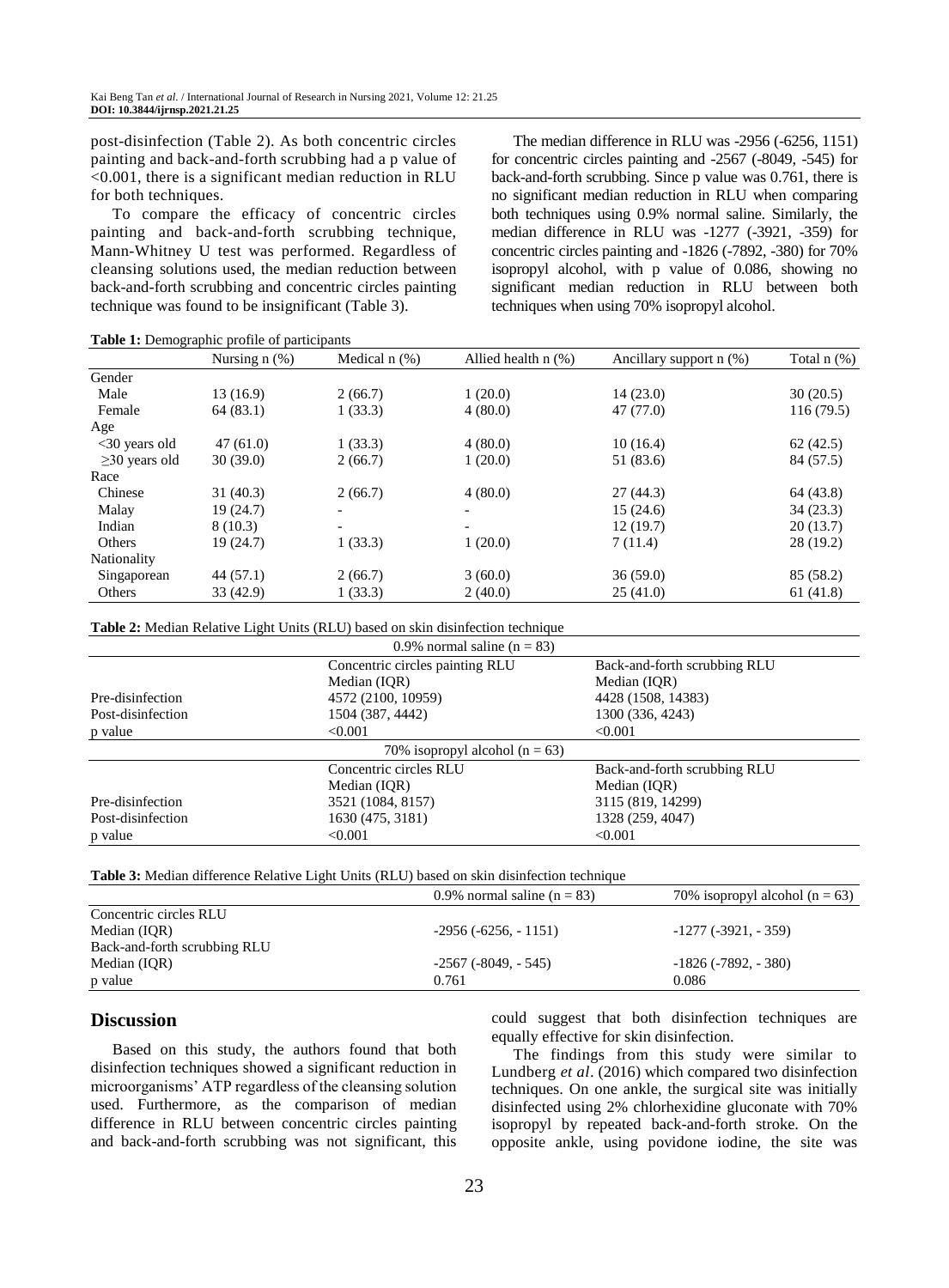post-disinfection (Table 2). As both concentric circles painting and back-and-forth scrubbing had a p value of <0.001, there is a significant median reduction in RLU for both techniques.

To compare the efficacy of concentric circles painting and back-and-forth scrubbing technique, Mann-Whitney U test was performed. Regardless of cleansing solutions used, the median reduction between back-and-forth scrubbing and concentric circles painting technique was found to be insignificant (Table 3).

The median difference in RLU was -2956 (-6256, 1151) for concentric circles painting and -2567 (-8049, -545) for back-and-forth scrubbing. Since p value was 0.761, there is no significant median reduction in RLU when comparing both techniques using 0.9% normal saline. Similarly, the median difference in RLU was -1277 (-3921, -359) for concentric circles painting and -1826 (-7892, -380) for 70% isopropyl alcohol, with p value of 0.086, showing no significant median reduction in RLU between both techniques when using 70% isopropyl alcohol.

**Table 1:** Demographic profile of participants

| | Nursing n (%) | Medical n (%) | Allied health n (%) | Ancillary support n (%) | Total n (%) |
|---|---|---|---|---|---|
| Gender | | | | | |
| Male | 13 (16.9) | 2 (66.7) | 1 (20.0) | 14 (23.0) | 30 (20.5) |
| Female | 64 (83.1) | 1 (33.3) | 4 (80.0) | 47 (77.0) | 116 (79.5) |
| Age | | | | | |
| <30 years old | 47 (61.0) | 1 (33.3) | 4 (80.0) | 10 (16.4) | 62 (42.5) |
| ≥30 years old | 30 (39.0) | 2 (66.7) | 1 (20.0) | 51 (83.6) | 84 (57.5) |
| Race | | | | | |
| Chinese | 31 (40.3) | 2 (66.7) | 4 (80.0) | 27 (44.3) | 64 (43.8) |
| Malay | 19 (24.7) | - | - | 15 (24.6) | 34 (23.3) |
| Indian | 8 (10.3) | - | - | 12 (19.7) | 20 (13.7) |
| Others | 19 (24.7) | 1 (33.3) | 1 (20.0) | 7 (11.4) | 28 (19.2) |
| Nationality | | | | | |
| Singaporean | 44 (57.1) | 2 (66.7) | 3 (60.0) | 36 (59.0) | 85 (58.2) |
| Others | 33 (42.9) | 1 (33.3) | 2 (40.0) | 25 (41.0) | 61 (41.8) |

**Table 2:** Median Relative Light Units (RLU) based on skin disinfection technique

| | 0.9% normal saline (n = 83) | |
|---|---|---|
| | Concentric circles painting RLU Median (IQR) | Back-and-forth scrubbing RLU Median (IQR) |
| Pre-disinfection | 4572 (2100, 10959) | 4428 (1508, 14383) |
| Post-disinfection | 1504 (387, 4442) | 1300 (336, 4243) |
| p value | <0.001 | <0.001 |
| | 70% isopropyl alcohol (n = 63) | |
| | Concentric circles RLU Median (IQR) | Back-and-forth scrubbing RLU Median (IQR) |
| Pre-disinfection | 3521 (1084, 8157) | 3115 (819, 14299) |
| Post-disinfection | 1630 (475, 3181) | 1328 (259, 4047) |
| p value | <0.001 | <0.001 |

**Table 3:** Median difference Relative Light Units (RLU) based on skin disinfection technique

| | 0.9% normal saline (n = 83) | 70% isopropyl alcohol (n = 63) |
|---|---|---|
| Concentric circles RLU | | |
| Median (IQR) | -2956 (-6256, - 1151) | -1277 (-3921, - 359) |
| Back-and-forth scrubbing RLU | | |
| Median (IQR) | -2567 (-8049, - 545) | -1826 (-7892, - 380) |
| p value | 0.761 | 0.086 |

## Discussion

Based on this study, the authors found that both disinfection techniques showed a significant reduction in microorganisms' ATP regardless of the cleansing solution used. Furthermore, as the comparison of median difference in RLU between concentric circles painting and back-and-forth scrubbing was not significant, this could suggest that both disinfection techniques are equally effective for skin disinfection.

The findings from this study were similar to Lundberg *et al*. (2016) which compared two disinfection techniques. On one ankle, the surgical site was initially disinfected using 2% chlorhexidine gluconate with 70% isopropyl by repeated back-and-forth stroke. On the opposite ankle, using povidone iodine, the site was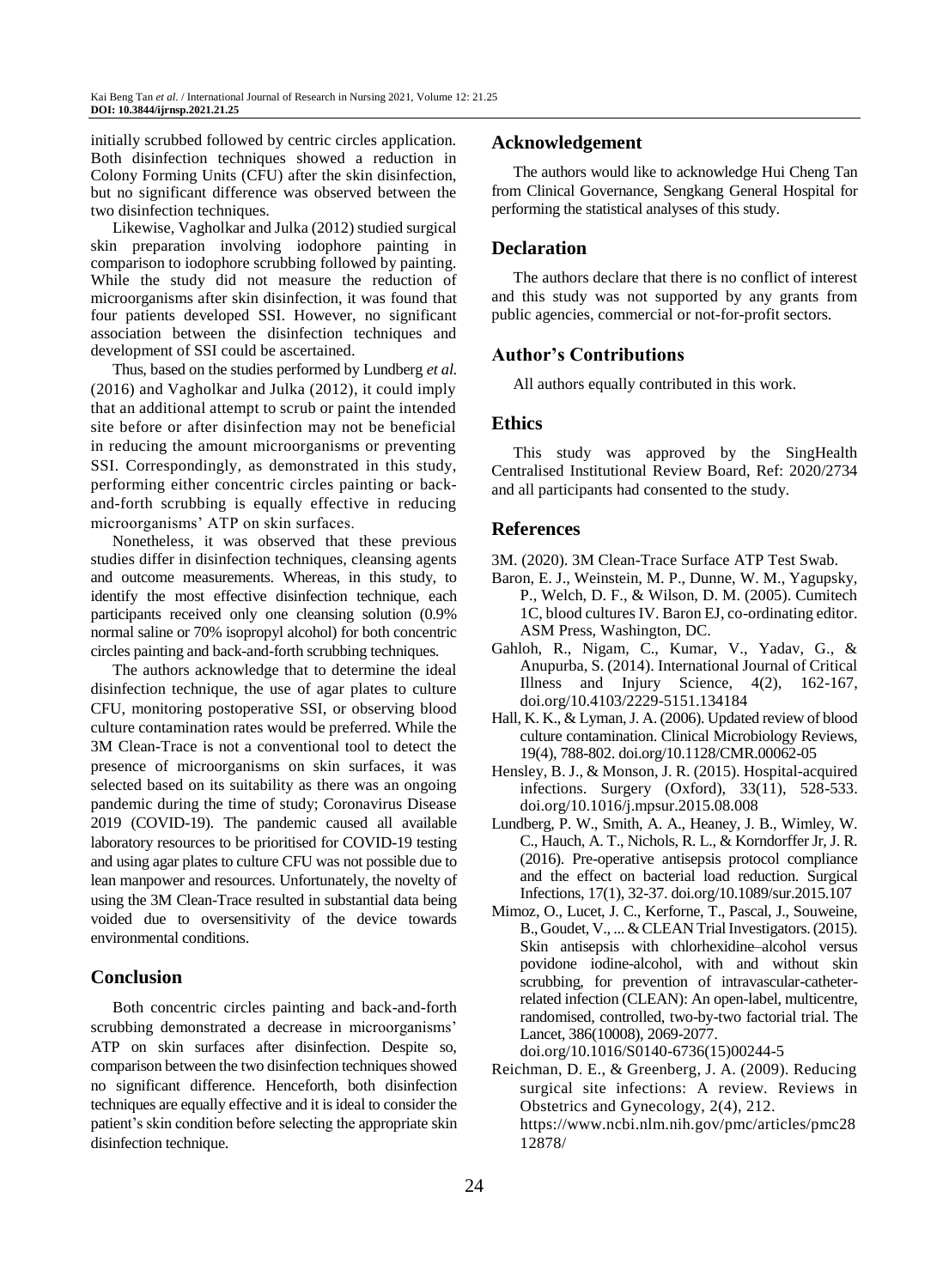initially scrubbed followed by centric circles application. Both disinfection techniques showed a reduction in Colony Forming Units (CFU) after the skin disinfection, but no significant difference was observed between the two disinfection techniques.

Likewise, Vagholkar and Julka (2012) studied surgical skin preparation involving iodophore painting in comparison to iodophore scrubbing followed by painting. While the study did not measure the reduction of microorganisms after skin disinfection, it was found that four patients developed SSI. However, no significant association between the disinfection techniques and development of SSI could be ascertained.

Thus, based on the studies performed by Lundberg *et al.* (2016) and Vagholkar and Julka (2012), it could imply that an additional attempt to scrub or paint the intended site before or after disinfection may not be beneficial in reducing the amount microorganisms or preventing SSI. Correspondingly, as demonstrated in this study, performing either concentric circles painting or back-and-forth scrubbing is equally effective in reducing microorganisms' ATP on skin surfaces.

Nonetheless, it was observed that these previous studies differ in disinfection techniques, cleansing agents and outcome measurements. Whereas, in this study, to identify the most effective disinfection technique, each participants received only one cleansing solution (0.9% normal saline or 70% isopropyl alcohol) for both concentric circles painting and back-and-forth scrubbing techniques.

The authors acknowledge that to determine the ideal disinfection technique, the use of agar plates to culture CFU, monitoring postoperative SSI, or observing blood culture contamination rates would be preferred. While the 3M Clean-Trace is not a conventional tool to detect the presence of microorganisms on skin surfaces, it was selected based on its suitability as there was an ongoing pandemic during the time of study; Coronavirus Disease 2019 (COVID-19). The pandemic caused all available laboratory resources to be prioritised for COVID-19 testing and using agar plates to culture CFU was not possible due to lean manpower and resources. Unfortunately, the novelty of using the 3M Clean-Trace resulted in substantial data being voided due to oversensitivity of the device towards environmental conditions.

## Conclusion

Both concentric circles painting and back-and-forth scrubbing demonstrated a decrease in microorganisms' ATP on skin surfaces after disinfection. Despite so, comparison between the two disinfection techniques showed no significant difference. Henceforth, both disinfection techniques are equally effective and it is ideal to consider the patient's skin condition before selecting the appropriate skin disinfection technique.

## Acknowledgement

The authors would like to acknowledge Hui Cheng Tan from Clinical Governance, Sengkang General Hospital for performing the statistical analyses of this study.

## Declaration

The authors declare that there is no conflict of interest and this study was not supported by any grants from public agencies, commercial or not-for-profit sectors.

## Author's Contributions

All authors equally contributed in this work.

## Ethics

This study was approved by the SingHealth Centralised Institutional Review Board, Ref: 2020/2734 and all participants had consented to the study.

## References

3M. (2020). 3M Clean-Trace Surface ATP Test Swab.

Baron, E. J., Weinstein, M. P., Dunne, W. M., Yagupsky, P., Welch, D. F., & Wilson, D. M. (2005). Cumitech 1C, blood cultures IV. Baron EJ, co-ordinating editor. ASM Press, Washington, DC.

Gahloh, R., Nigam, C., Kumar, V., Yadav, G., & Anupurba, S. (2014). International Journal of Critical Illness and Injury Science, 4(2), 162-167, doi.org/10.4103/2229-5151.134184

Hall, K. K., & Lyman, J. A. (2006). Updated review of blood culture contamination. Clinical Microbiology Reviews, 19(4), 788-802. doi.org/10.1128/CMR.00062-05

Hensley, B. J., & Monson, J. R. (2015). Hospital-acquired infections. Surgery (Oxford), 33(11), 528-533. doi.org/10.1016/j.mpsur.2015.08.008

Lundberg, P. W., Smith, A. A., Heaney, J. B., Wimley, W. C., Hauch, A. T., Nichols, R. L., & Korndorffer Jr, J. R. (2016). Pre-operative antisepsis protocol compliance and the effect on bacterial load reduction. Surgical Infections, 17(1), 32-37. doi.org/10.1089/sur.2015.107

Mimoz, O., Lucet, J. C., Kerforne, T., Pascal, J., Souweine, B., Goudet, V., ... & CLEAN Trial Investigators. (2015). Skin antisepsis with chlorhexidine–alcohol versus povidone iodine-alcohol, with and without skin scrubbing, for prevention of intravascular-catheter-related infection (CLEAN): An open-label, multicentre, randomised, controlled, two-by-two factorial trial. The Lancet, 386(10008), 2069-2077. doi.org/10.1016/S0140-6736(15)00244-5

Reichman, D. E., & Greenberg, J. A. (2009). Reducing surgical site infections: A review. Reviews in Obstetrics and Gynecology, 2(4), 212. https://www.ncbi.nlm.nih.gov/pmc/articles/pmc2812878/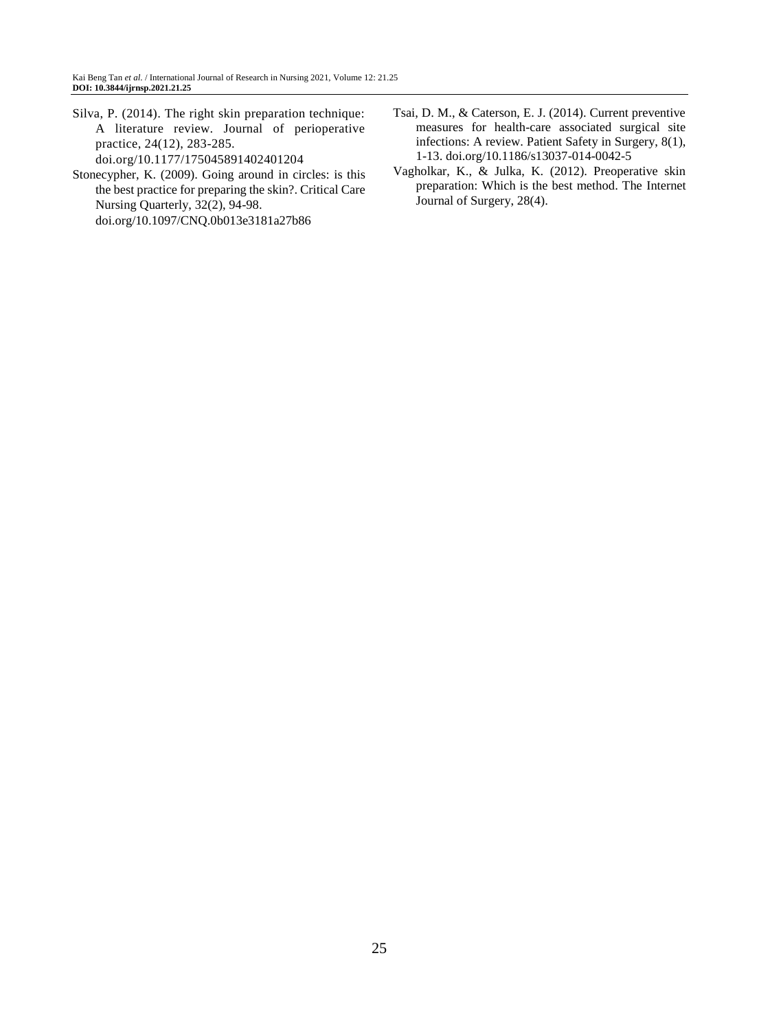Silva, P. (2014). The right skin preparation technique: A literature review. Journal of perioperative practice, 24(12), 283-285. doi.org/10.1177/175045891402401204

Stonecypher, K. (2009). Going around in circles: is this the best practice for preparing the skin?. Critical Care Nursing Quarterly, 32(2), 94-98. doi.org/10.1097/CNQ.0b013e3181a27b86

Tsai, D. M., & Caterson, E. J. (2014). Current preventive measures for health-care associated surgical site infections: A review. Patient Safety in Surgery, 8(1), 1-13. doi.org/10.1186/s13037-014-0042-5

Vagholkar, K., & Julka, K. (2012). Preoperative skin preparation: Which is the best method. The Internet Journal of Surgery, 28(4).